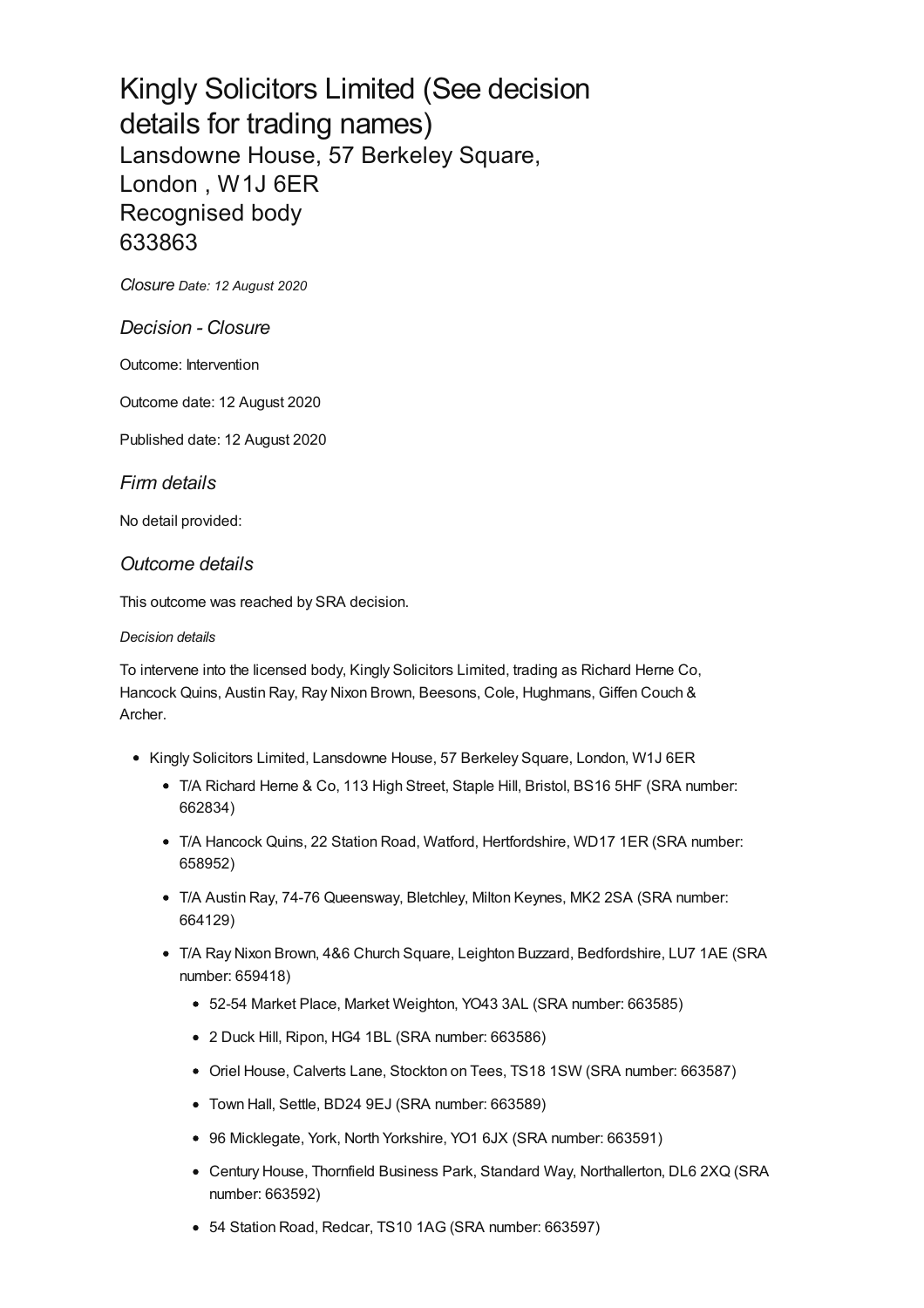# Kingly Solicitors Limited (See decision details for trading names)

## Lansdowne House, 57 Berkeley Square, London , W1J 6ER

## Recognised body

## 633863

*Closure* *Date: 12 August 2020*

### *Decision - Closure*

Outcome: Intervention

Outcome date: 12 August 2020

Published date: 12 August 2020

### *Firm details*

No detail provided:

### *Outcome details*

This outcome was reached by SRA decision.

*Decision details*

To intervene into the licensed body, Kingly Solicitors Limited, trading as Richard Herne Co, Hancock Quins, Austin Ray, Ray Nixon Brown, Beesons, Cole, Hughmans, Giffen Couch & Archer.

- Kingly Solicitors Limited, Lansdowne House, 57 Berkeley Square, London, W1J 6ER
  - T/A Richard Herne & Co, 113 High Street, Staple Hill, Bristol, BS16 5HF (SRA number: 662834)
  - T/A Hancock Quins, 22 Station Road, Watford, Hertfordshire, WD17 1ER (SRA number: 658952)
  - T/A Austin Ray, 74-76 Queensway, Bletchley, Milton Keynes, MK2 2SA (SRA number: 664129)
  - T/A Ray Nixon Brown, 4&6 Church Square, Leighton Buzzard, Bedfordshire, LU7 1AE (SRA number: 659418)
    - 52-54 Market Place, Market Weighton, YO43 3AL (SRA number: 663585)
    - 2 Duck Hill, Ripon, HG4 1BL (SRA number: 663586)
    - Oriel House, Calverts Lane, Stockton on Tees, TS18 1SW (SRA number: 663587)
    - Town Hall, Settle, BD24 9EJ (SRA number: 663589)
    - 96 Micklegate, York, North Yorkshire, YO1 6JX (SRA number: 663591)
    - Century House, Thornfield Business Park, Standard Way, Northallerton, DL6 2XQ (SRA number: 663592)
    - 54 Station Road, Redcar, TS10 1AG (SRA number: 663597)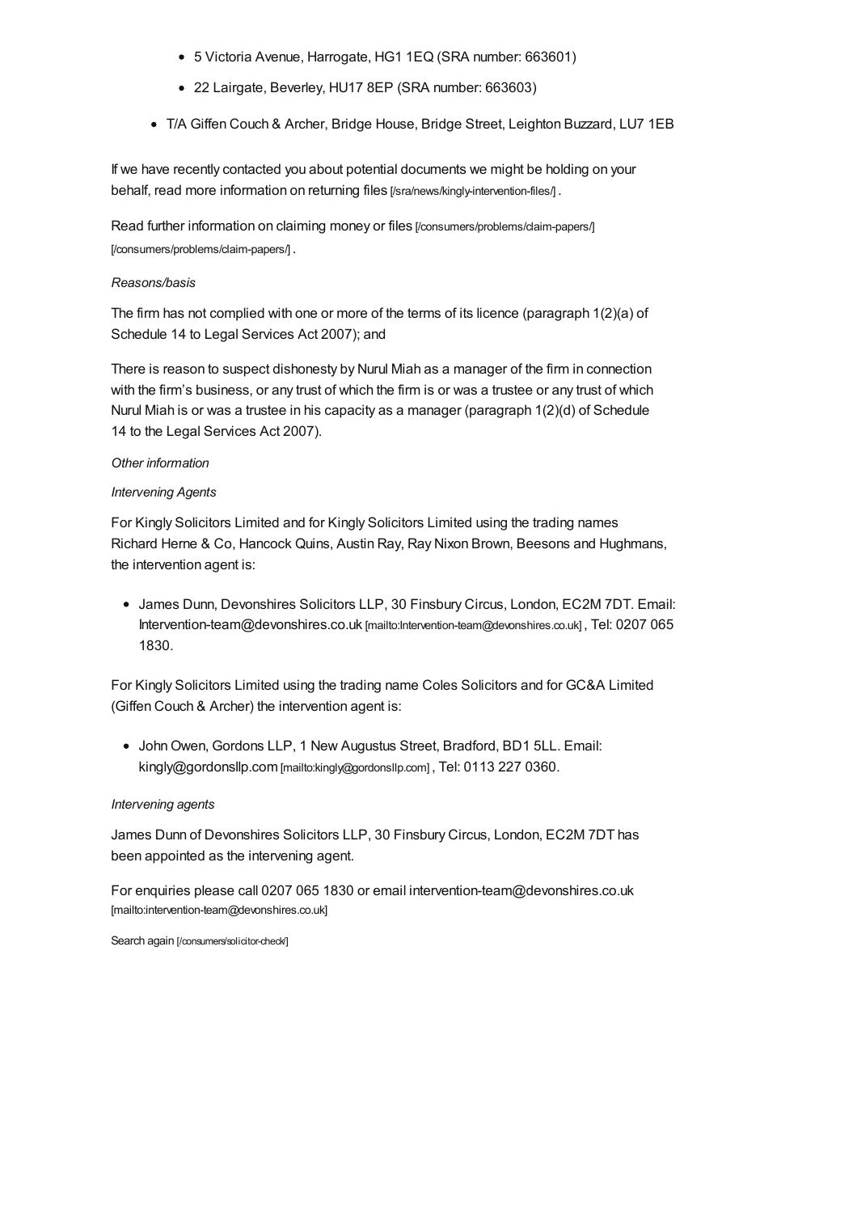- 5 Victoria Avenue, Harrogate, HG1 1EQ (SRA number: 663601)
    - 22 Lairgate, Beverley, HU17 8EP (SRA number: 663603)
- T/A Giffen Couch & Archer, Bridge House, Bridge Street, Leighton Buzzard, LU7 1EB

If we have recently contacted you about potential documents we might be holding on your behalf, read more information on returning files [/sra/news/kingly-intervention-files/] .

Read further information on claiming money or files [/consumers/problems/claim-papers/] [/consumers/problems/claim-papers/] .

*Reasons/basis*

The firm has not complied with one or more of the terms of its licence (paragraph 1(2)(a) of Schedule 14 to Legal Services Act 2007); and

There is reason to suspect dishonesty by Nurul Miah as a manager of the firm in connection with the firm's business, or any trust of which the firm is or was a trustee or any trust of which Nurul Miah is or was a trustee in his capacity as a manager (paragraph 1(2)(d) of Schedule 14 to the Legal Services Act 2007).

*Other information*

*Intervening Agents*

For Kingly Solicitors Limited and for Kingly Solicitors Limited using the trading names Richard Herne & Co, Hancock Quins, Austin Ray, Ray Nixon Brown, Beesons and Hughmans, the intervention agent is:

- James Dunn, Devonshires Solicitors LLP, 30 Finsbury Circus, London, EC2M 7DT. Email: Intervention-team@devonshires.co.uk [mailto:Intervention-team@devonshires.co.uk] , Tel: 0207 065 1830.

For Kingly Solicitors Limited using the trading name Coles Solicitors and for GC&A Limited (Giffen Couch & Archer) the intervention agent is:

- John Owen, Gordons LLP, 1 New Augustus Street, Bradford, BD1 5LL. Email: kingly@gordonsllp.com [mailto:kingly@gordonsllp.com] , Tel: 0113 227 0360.

*Intervening agents*

James Dunn of Devonshires Solicitors LLP, 30 Finsbury Circus, London, EC2M 7DT has been appointed as the intervening agent.

For enquiries please call 0207 065 1830 or email intervention-team@devonshires.co.uk [mailto:intervention-team@devonshires.co.uk]

Search again [/consumers/solicitor-check/]